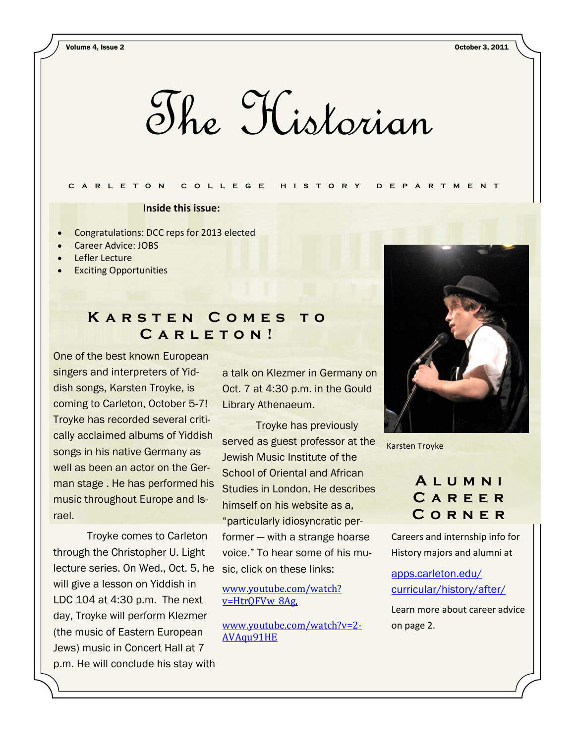# The Historian

CARLETON COLLEGE HISTORY DEPARTMENT

**Inside this issue:**

- Congratulations: DCC reps for 2013 elected
- Career Advice: JOBS
- Lefler Lecture
- Exciting Opportunities

## Karsten Comes to Carleton!

One of the best known European singers and interpreters of Yiddish songs, Karsten Troyke, is coming to Carleton, October 5-7! Troyke has recorded several critically acclaimed albums of Yiddish songs in his native Germany as well as been an actor on the German stage . He has performed his music throughout Europe and Israel.

Troyke comes to Carleton through the Christopher U. Light lecture series. On Wed., Oct. 5, he will give a lesson on Yiddish in LDC 104 at 4:30 p.m. The next day, Troyke will perform Klezmer (the music of Eastern European Jews) music in Concert Hall at 7 p.m. He will conclude his stay with a talk on Klezmer in Germany on Oct. 7 at 4:30 p.m. in the Gould Library Athenaeum.

Troyke has previously served as guest professor at the Jewish Music Institute of the School of Oriental and African Studies in London. He describes himself on his website as a, "particularly idiosyncratic performer — with a strange hoarse voice." To hear some of his music, click on these links:

www.youtube.com/watch?v=HtrQFVw_8Ag,

www.youtube.com/watch?v=2-AVAqu91HE

Karsten Troyke

## Alumni Career Corner

Careers and internship info for History majors and alumni at

apps.carleton.edu/curricular/history/after/

Learn more about career advice on page 2.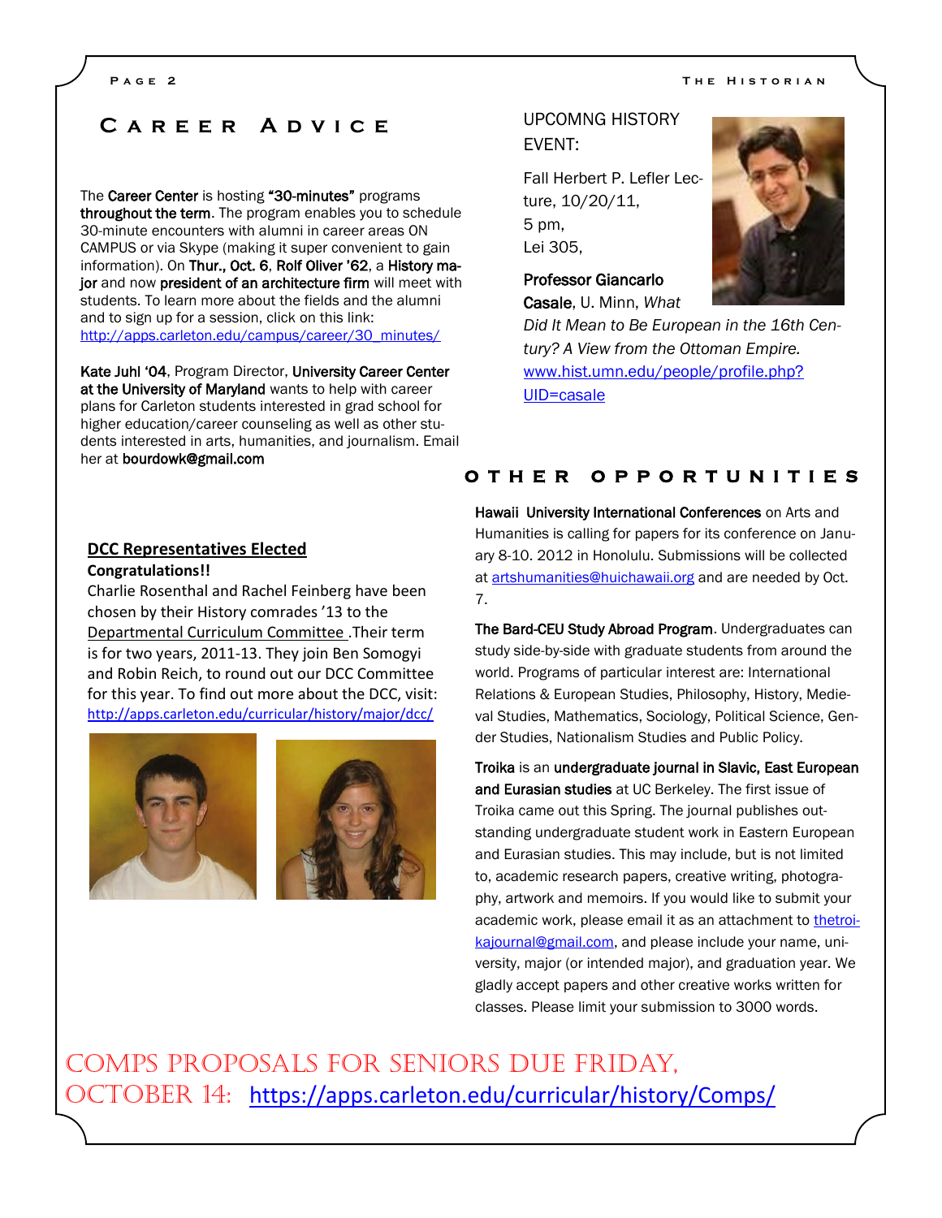## Career Advice

The **Career Center** is hosting **"30-minutes"** programs **throughout the term**. The program enables you to schedule 30-minute encounters with alumni in career areas ON CAMPUS or via Skype (making it super convenient to gain information). On **Thur., Oct. 6**, **Rolf Oliver '62**, a **History major** and now **president of an architecture firm** will meet with students. To learn more about the fields and the alumni and to sign up for a session, click on this link: http://apps.carleton.edu/campus/career/30_minutes/

**Kate Juhl '04**, Program Director, **University Career Center at the University of Maryland** wants to help with career plans for Carleton students interested in grad school for higher education/career counseling as well as other students interested in arts, humanities, and journalism. Email her at **bourdowk@gmail.com**

### DCC Representatives Elected

**Congratulations!!**

Charlie Rosenthal and Rachel Feinberg have been chosen by their History comrades '13 to the Departmental Curriculum Committee .Their term is for two years, 2011-13. They join Ben Somogyi and Robin Reich, to round out our DCC Committee for this year. To find out more about the DCC, visit: http://apps.carleton.edu/curricular/history/major/dcc/

UPCOMNG HISTORY EVENT:

Fall Herbert P. Lefler Lecture, 10/20/11,
5 pm,
Lei 305,

**Professor Giancarlo Casale**, U. Minn, *What Did It Mean to Be European in the 16th Century? A View from the Ottoman Empire.* www.hist.umn.edu/people/profile.php?UID=casale

## Other Opportunities

**Hawaii University International Conferences** on Arts and Humanities is calling for papers for its conference on January 8-10. 2012 in Honolulu. Submissions will be collected at artshumanities@huichawaii.org and are needed by Oct. 7.

**The Bard-CEU Study Abroad Program**. Undergraduates can study side-by-side with graduate students from around the world. Programs of particular interest are: International Relations & European Studies, Philosophy, History, Medieval Studies, Mathematics, Sociology, Political Science, Gender Studies, Nationalism Studies and Public Policy.

**Troika** is an **undergraduate journal in Slavic, East European and Eurasian studies** at UC Berkeley. The first issue of Troika came out this Spring. The journal publishes outstanding undergraduate student work in Eastern European and Eurasian studies. This may include, but is not limited to, academic research papers, creative writing, photography, artwork and memoirs. If you would like to submit your academic work, please email it as an attachment to thetroikajournal@gmail.com, and please include your name, university, major (or intended major), and graduation year. We gladly accept papers and other creative works written for classes. Please limit your submission to 3000 words.

## Comps Proposals for Seniors Due Friday, October 14: https://apps.carleton.edu/curricular/history/Comps/